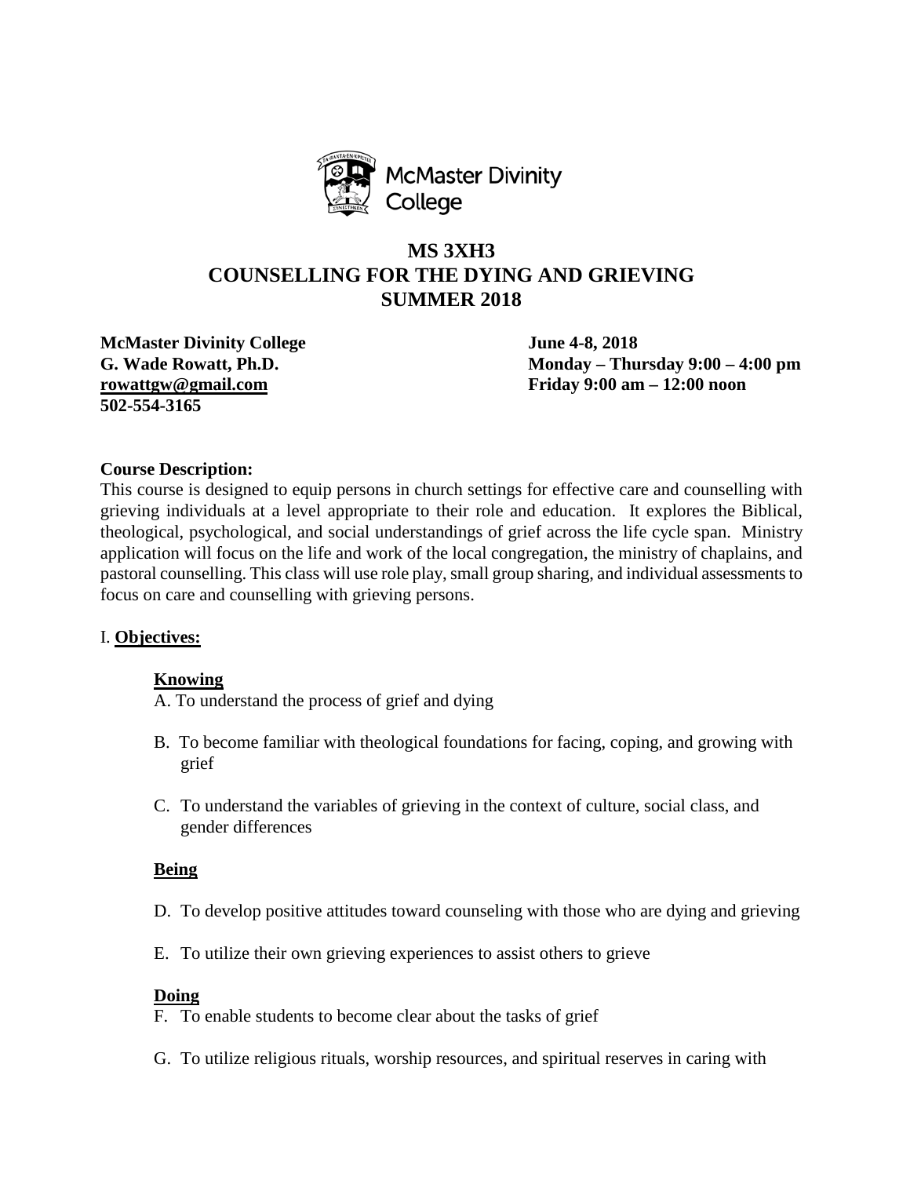McMaster Divinity College

# MS 3XH3
# COUNSELLING FOR THE DYING AND GRIEVING
# SUMMER 2018

**McMaster Divinity College**
**G. Wade Rowatt, Ph.D.**
**rowattgw@gmail.com**
**502-554-3165**

**June 4-8, 2018**
**Monday – Thursday 9:00 – 4:00 pm**
**Friday 9:00 am – 12:00 noon**

**Course Description:**
This course is designed to equip persons in church settings for effective care and counselling with grieving individuals at a level appropriate to their role and education. It explores the Biblical, theological, psychological, and social understandings of grief across the life cycle span. Ministry application will focus on the life and work of the local congregation, the ministry of chaplains, and pastoral counselling. This class will use role play, small group sharing, and individual assessments to focus on care and counselling with grieving persons.

## I. Objectives:

### Knowing

A. To understand the process of grief and dying

B. To become familiar with theological foundations for facing, coping, and growing with grief

C. To understand the variables of grieving in the context of culture, social class, and gender differences

### Being

D. To develop positive attitudes toward counseling with those who are dying and grieving

E. To utilize their own grieving experiences to assist others to grieve

### Doing

F. To enable students to become clear about the tasks of grief

G. To utilize religious rituals, worship resources, and spiritual reserves in caring with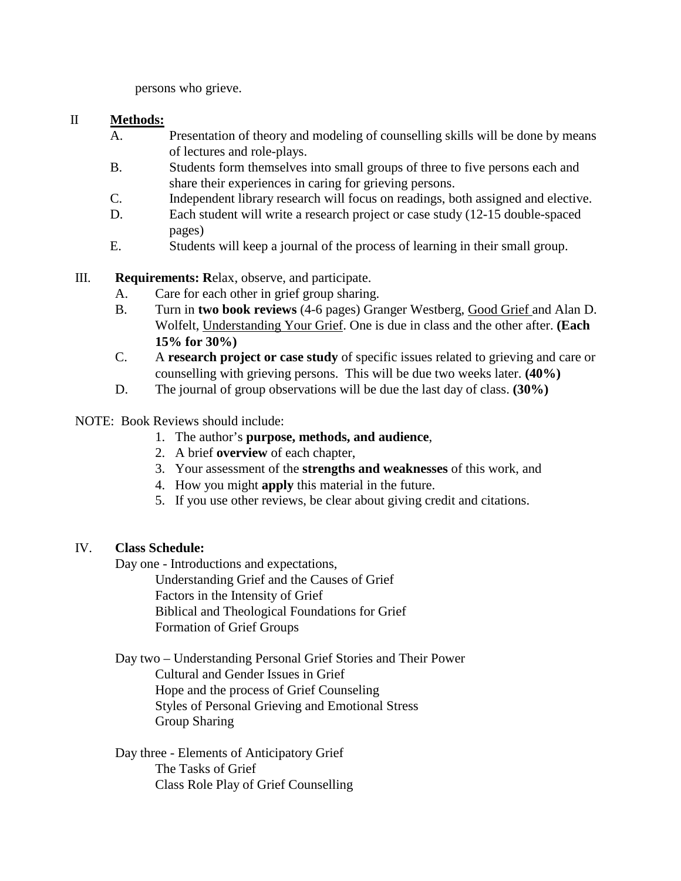persons who grieve.

II **Methods:**

A. Presentation of theory and modeling of counselling skills will be done by means of lectures and role-plays.

B. Students form themselves into small groups of three to five persons each and share their experiences in caring for grieving persons.

C. Independent library research will focus on readings, both assigned and elective.

D. Each student will write a research project or case study (12-15 double-spaced pages)

E. Students will keep a journal of the process of learning in their small group.

III. **Requirements: R**elax, observe, and participate.

A. Care for each other in grief group sharing.

B. Turn in **two book reviews** (4-6 pages) Granger Westberg, Good Grief and Alan D. Wolfelt, Understanding Your Grief. One is due in class and the other after. **(Each 15% for 30%)**

C. A **research project or case study** of specific issues related to grieving and care or counselling with grieving persons. This will be due two weeks later. **(40%)**

D. The journal of group observations will be due the last day of class. **(30%)**

NOTE: Book Reviews should include:

1. The author's **purpose, methods, and audience**,
2. A brief **overview** of each chapter,
3. Your assessment of the **strengths and weaknesses** of this work, and
4. How you might **apply** this material in the future.
5. If you use other reviews, be clear about giving credit and citations.

IV. **Class Schedule:**

Day one - Introductions and expectations,
- Understanding Grief and the Causes of Grief
- Factors in the Intensity of Grief
- Biblical and Theological Foundations for Grief
- Formation of Grief Groups

Day two – Understanding Personal Grief Stories and Their Power
- Cultural and Gender Issues in Grief
- Hope and the process of Grief Counseling
- Styles of Personal Grieving and Emotional Stress
- Group Sharing

Day three - Elements of Anticipatory Grief
- The Tasks of Grief
- Class Role Play of Grief Counselling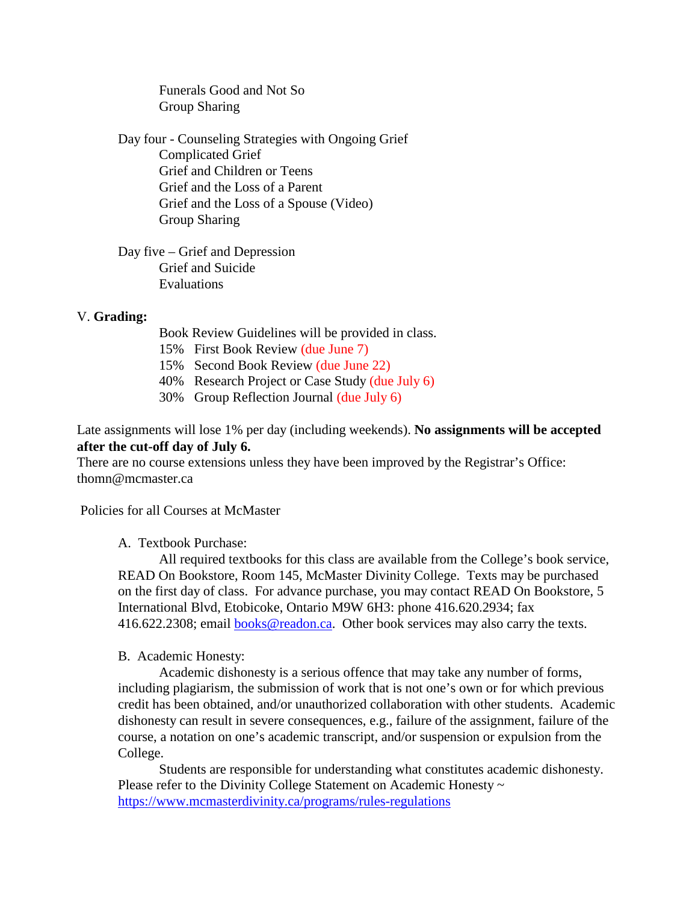Funerals Good and Not So
Group Sharing

Day four - Counseling Strategies with Ongoing Grief
Complicated Grief
Grief and Children or Teens
Grief and the Loss of a Parent
Grief and the Loss of a Spouse (Video)
Group Sharing

Day five – Grief and Depression
Grief and Suicide
Evaluations

V. **Grading:**

Book Review Guidelines will be provided in class.

15% First Book Review (due June 7)
15% Second Book Review (due June 22)
40% Research Project or Case Study (due July 6)
30% Group Reflection Journal (due July 6)

Late assignments will lose 1% per day (including weekends). **No assignments will be accepted after the cut-off day of July 6.**
There are no course extensions unless they have been improved by the Registrar's Office: thomn@mcmaster.ca

Policies for all Courses at McMaster

A. Textbook Purchase:

All required textbooks for this class are available from the College's book service, READ On Bookstore, Room 145, McMaster Divinity College. Texts may be purchased on the first day of class. For advance purchase, you may contact READ On Bookstore, 5 International Blvd, Etobicoke, Ontario M9W 6H3: phone 416.620.2934; fax 416.622.2308; email books@readon.ca. Other book services may also carry the texts.

B. Academic Honesty:

Academic dishonesty is a serious offence that may take any number of forms, including plagiarism, the submission of work that is not one's own or for which previous credit has been obtained, and/or unauthorized collaboration with other students. Academic dishonesty can result in severe consequences, e.g., failure of the assignment, failure of the course, a notation on one's academic transcript, and/or suspension or expulsion from the College.

Students are responsible for understanding what constitutes academic dishonesty. Please refer to the Divinity College Statement on Academic Honesty ~ https://www.mcmasterdivinity.ca/programs/rules-regulations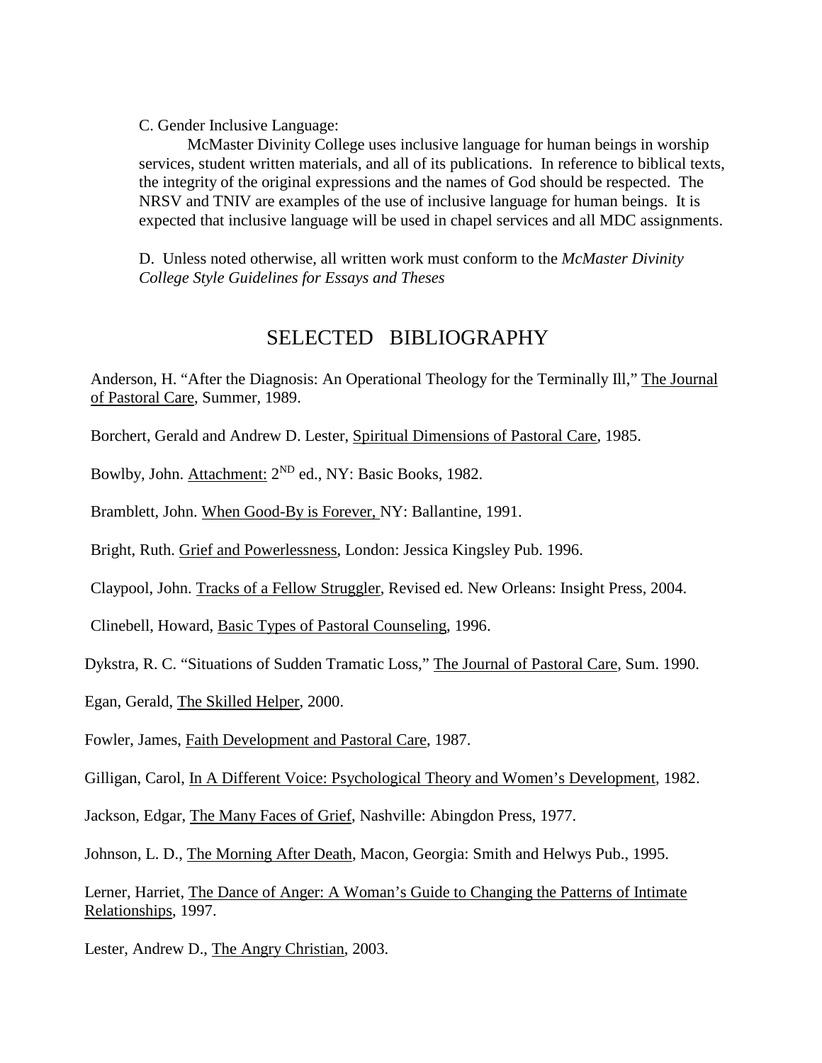C. Gender Inclusive Language:

McMaster Divinity College uses inclusive language for human beings in worship services, student written materials, and all of its publications. In reference to biblical texts, the integrity of the original expressions and the names of God should be respected. The NRSV and TNIV are examples of the use of inclusive language for human beings. It is expected that inclusive language will be used in chapel services and all MDC assignments.

D. Unless noted otherwise, all written work must conform to the *McMaster Divinity College Style Guidelines for Essays and Theses*

## SELECTED BIBLIOGRAPHY

Anderson, H. "After the Diagnosis: An Operational Theology for the Terminally Ill," <u>The Journal of Pastoral Care</u>, Summer, 1989.

Borchert, Gerald and Andrew D. Lester, <u>Spiritual Dimensions of Pastoral Care</u>, 1985.

Bowlby, John. <u>Attachment:</u> 2[ND] ed., NY: Basic Books, 1982.

Bramblett, John. <u>When Good-By is Forever,</u> NY: Ballantine, 1991.

Bright, Ruth. <u>Grief and Powerlessness</u>, London: Jessica Kingsley Pub. 1996.

Claypool, John. <u>Tracks of a Fellow Struggler</u>, Revised ed. New Orleans: Insight Press, 2004.

Clinebell, Howard, <u>Basic Types of Pastoral Counseling</u>, 1996.

Dykstra, R. C. "Situations of Sudden Tramatic Loss," <u>The Journal of Pastoral Care</u>, Sum. 1990.

Egan, Gerald, <u>The Skilled Helper</u>, 2000.

Fowler, James, <u>Faith Development and Pastoral Care</u>, 1987.

Gilligan, Carol, <u>In A Different Voice: Psychological Theory and Women's Development</u>, 1982.

Jackson, Edgar, <u>The Many Faces of Grief</u>, Nashville: Abingdon Press, 1977.

Johnson, L. D., <u>The Morning After Death</u>, Macon, Georgia: Smith and Helwys Pub., 1995.

Lerner, Harriet, <u>The Dance of Anger: A Woman's Guide to Changing the Patterns of Intimate Relationships</u>, 1997.

Lester, Andrew D., <u>The Angry Christian</u>, 2003.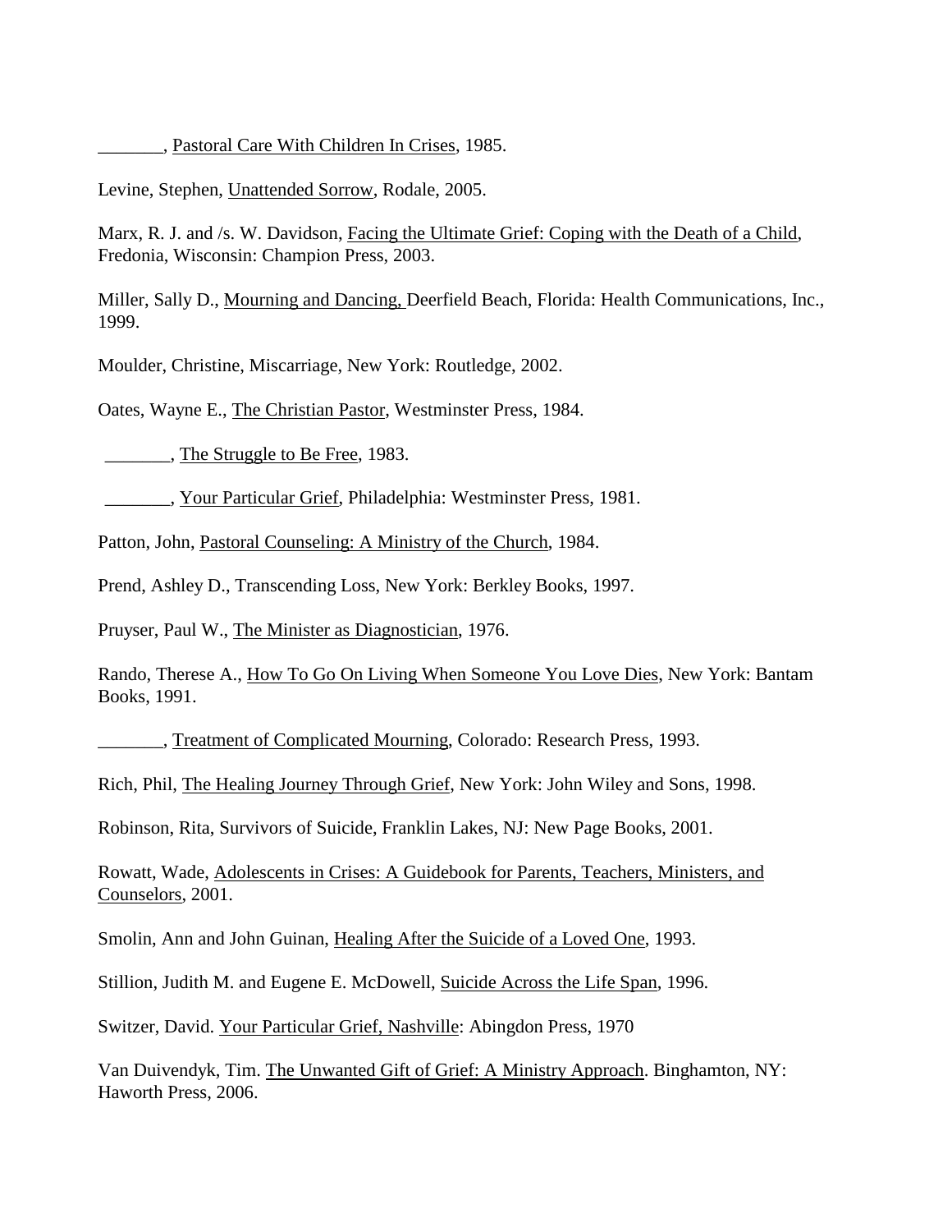_______, Pastoral Care With Children In Crises, 1985.

Levine, Stephen, Unattended Sorrow, Rodale, 2005.

Marx, R. J. and /s. W. Davidson, Facing the Ultimate Grief: Coping with the Death of a Child, Fredonia, Wisconsin: Champion Press, 2003.

Miller, Sally D., Mourning and Dancing, Deerfield Beach, Florida: Health Communications, Inc., 1999.

Moulder, Christine, Miscarriage, New York: Routledge, 2002.

Oates, Wayne E., The Christian Pastor, Westminster Press, 1984.

_______, The Struggle to Be Free, 1983.

_______, Your Particular Grief, Philadelphia: Westminster Press, 1981.

Patton, John, Pastoral Counseling: A Ministry of the Church, 1984.

Prend, Ashley D., Transcending Loss, New York: Berkley Books, 1997.

Pruyser, Paul W., The Minister as Diagnostician, 1976.

Rando, Therese A., How To Go On Living When Someone You Love Dies, New York: Bantam Books, 1991.

_______, Treatment of Complicated Mourning, Colorado: Research Press, 1993.

Rich, Phil, The Healing Journey Through Grief, New York: John Wiley and Sons, 1998.

Robinson, Rita, Survivors of Suicide, Franklin Lakes, NJ: New Page Books, 2001.

Rowatt, Wade, Adolescents in Crises: A Guidebook for Parents, Teachers, Ministers, and Counselors, 2001.

Smolin, Ann and John Guinan, Healing After the Suicide of a Loved One, 1993.

Stillion, Judith M. and Eugene E. McDowell, Suicide Across the Life Span, 1996.

Switzer, David. Your Particular Grief, Nashville: Abingdon Press, 1970

Van Duivendyk, Tim. The Unwanted Gift of Grief: A Ministry Approach. Binghamton, NY: Haworth Press, 2006.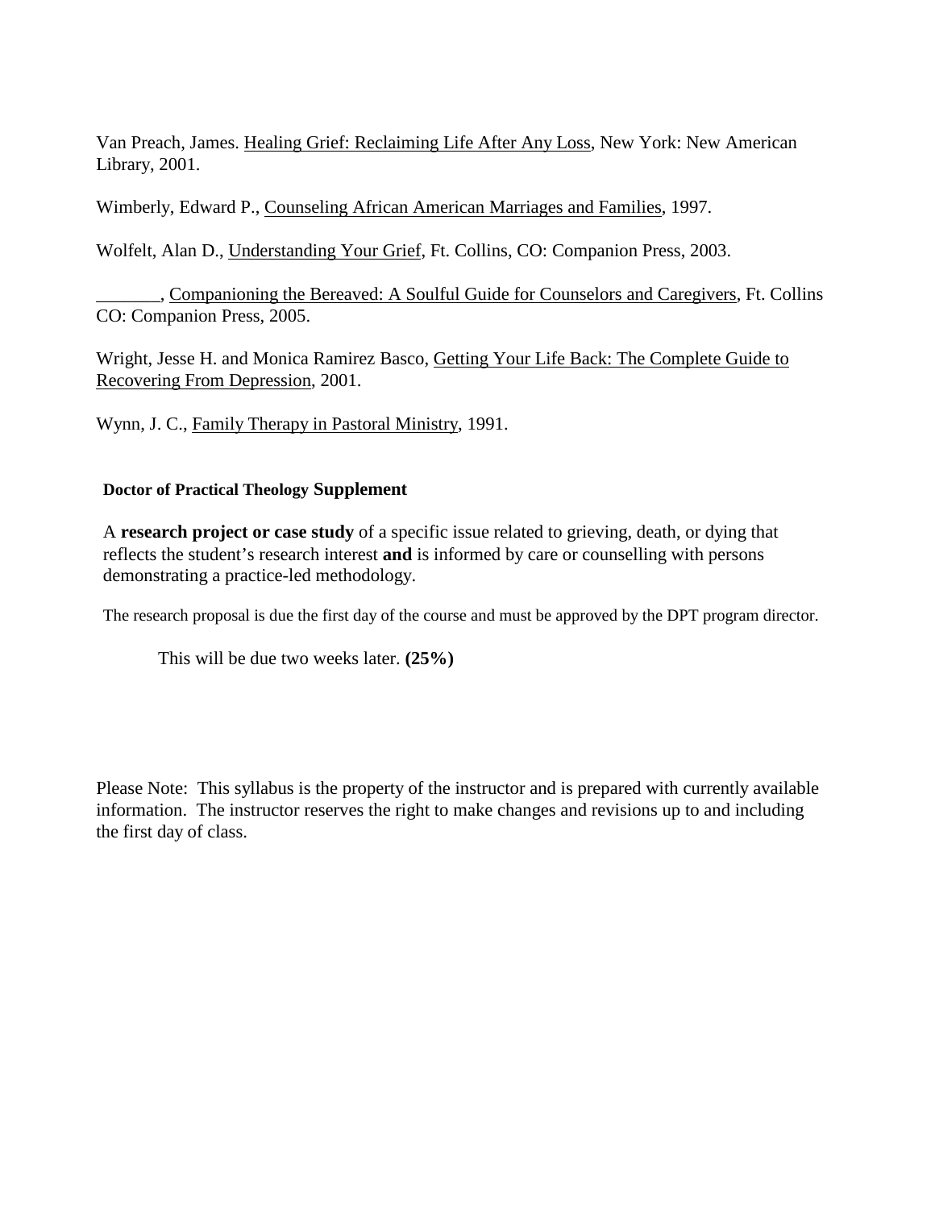Van Preach, James. Healing Grief: Reclaiming Life After Any Loss, New York: New American Library, 2001.

Wimberly, Edward P., Counseling African American Marriages and Families, 1997.

Wolfelt, Alan D., Understanding Your Grief, Ft. Collins, CO: Companion Press, 2003.

_______, Companioning the Bereaved: A Soulful Guide for Counselors and Caregivers, Ft. Collins CO: Companion Press, 2005.

Wright, Jesse H. and Monica Ramirez Basco, Getting Your Life Back: The Complete Guide to Recovering From Depression, 2001.

Wynn, J. C., Family Therapy in Pastoral Ministry, 1991.

**Doctor of Practical Theology Supplement**

A **research project or case study** of a specific issue related to grieving, death, or dying that reflects the student's research interest **and** is informed by care or counselling with persons demonstrating a practice-led methodology.

The research proposal is due the first day of the course and must be approved by the DPT program director.

This will be due two weeks later. **(25%)**

Please Note: This syllabus is the property of the instructor and is prepared with currently available information. The instructor reserves the right to make changes and revisions up to and including the first day of class.